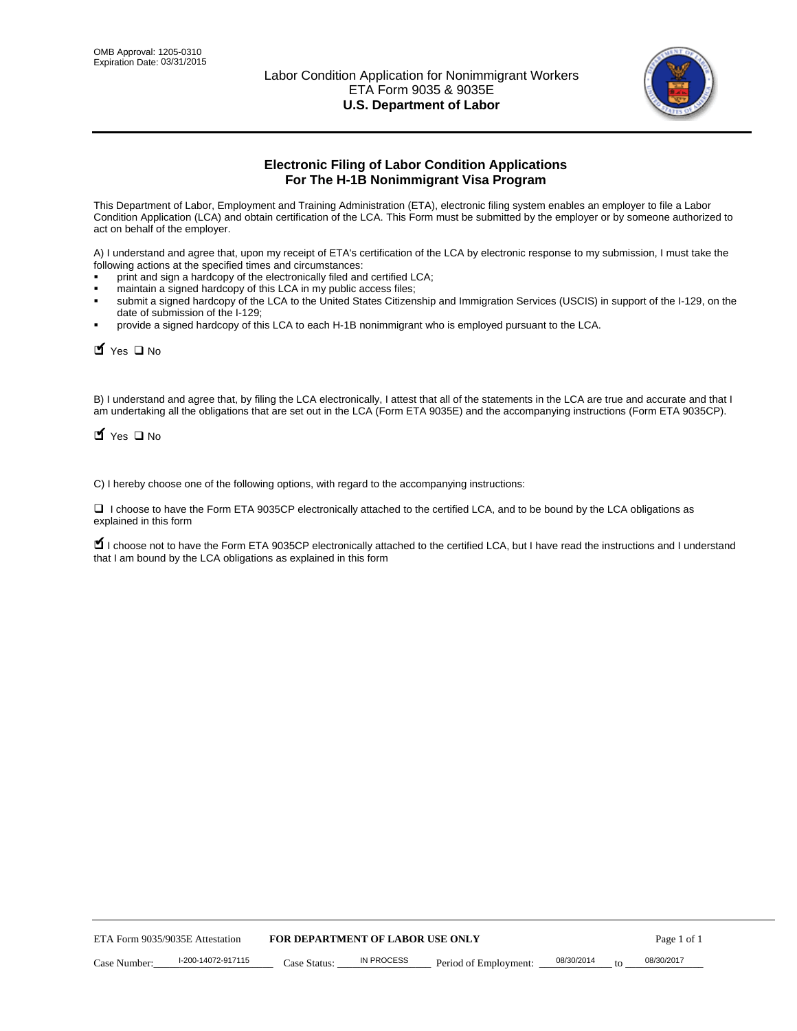OMB Approval: 1205-0310
Expiration Date: 03/31/2015

Labor Condition Application for Nonimmigrant Workers
ETA Form 9035 & 9035E
**U.S. Department of Labor**

## Electronic Filing of Labor Condition Applications For The H-1B Nonimmigrant Visa Program

This Department of Labor, Employment and Training Administration (ETA), electronic filing system enables an employer to file a Labor Condition Application (LCA) and obtain certification of the LCA. This Form must be submitted by the employer or by someone authorized to act on behalf of the employer.

A) I understand and agree that, upon my receipt of ETA's certification of the LCA by electronic response to my submission, I must take the following actions at the specified times and circumstances:

- print and sign a hardcopy of the electronically filed and certified LCA;
- maintain a signed hardcopy of this LCA in my public access files;
- submit a signed hardcopy of the LCA to the United States Citizenship and Immigration Services (USCIS) in support of the I-129, on the date of submission of the I-129;
- provide a signed hardcopy of this LCA to each H-1B nonimmigrant who is employed pursuant to the LCA.

☑ Yes ☐ No

B) I understand and agree that, by filing the LCA electronically, I attest that all of the statements in the LCA are true and accurate and that I am undertaking all the obligations that are set out in the LCA (Form ETA 9035E) and the accompanying instructions (Form ETA 9035CP).

☑ Yes ☐ No

C) I hereby choose one of the following options, with regard to the accompanying instructions:

☐ I choose to have the Form ETA 9035CP electronically attached to the certified LCA, and to be bound by the LCA obligations as explained in this form

☑ I choose not to have the Form ETA 9035CP electronically attached to the certified LCA, but I have read the instructions and I understand that I am bound by the LCA obligations as explained in this form

ETA Form 9035/9035E Attestation **FOR DEPARTMENT OF LABOR USE ONLY**

Case Number: I-200-14072-917115 Case Status: IN PROCESS Period of Employment: 08/30/2014 to 08/30/2017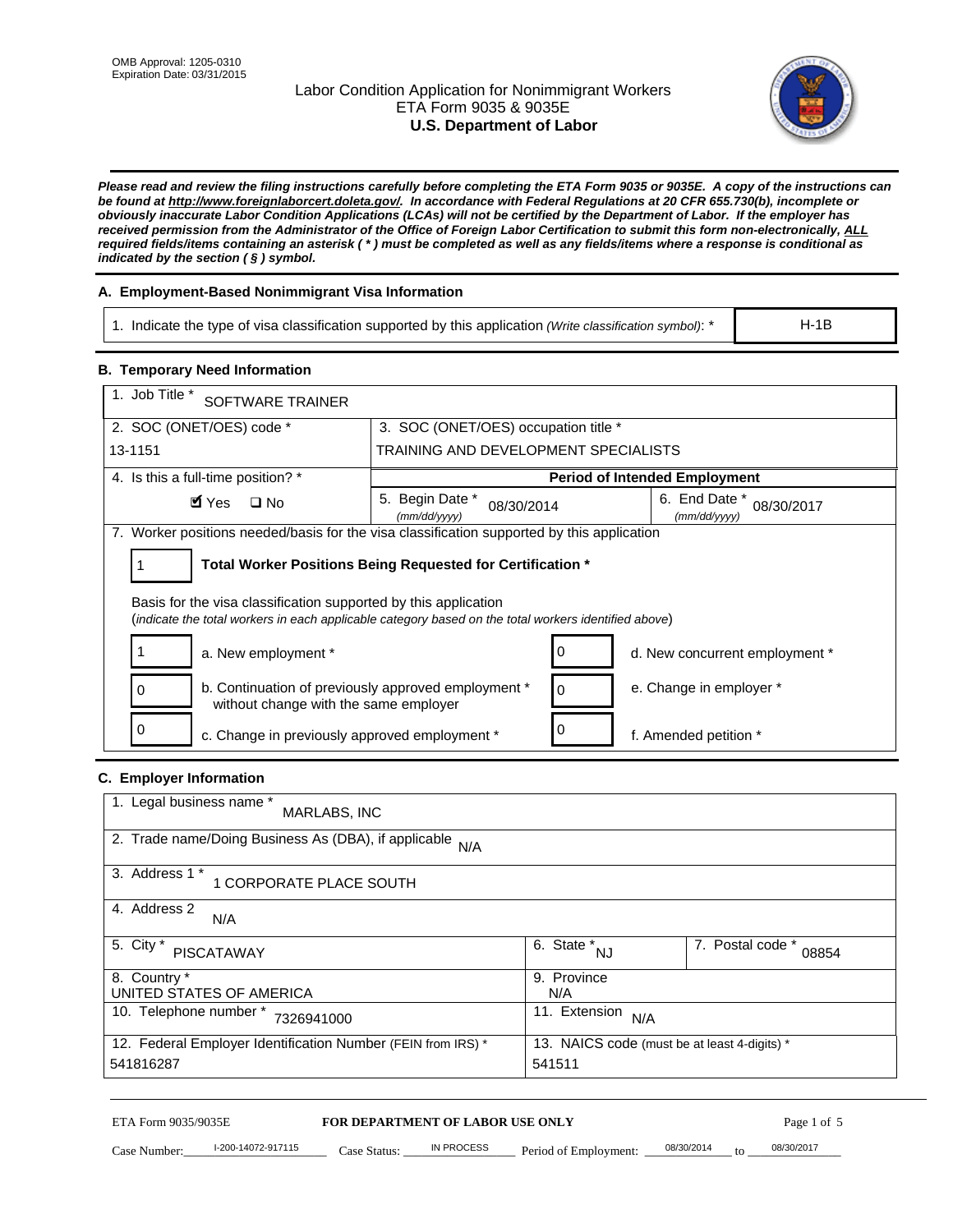OMB Approval: 1205-0310
Expiration Date: 03/31/2015

# Labor Condition Application for Nonimmigrant Workers
## ETA Form 9035 & 9035E
## U.S. Department of Labor

***Please read and review the filing instructions carefully before completing the ETA Form 9035 or 9035E. A copy of the instructions can be found at http://www.foreignlaborcert.doleta.gov/. In accordance with Federal Regulations at 20 CFR 655.730(b), incomplete or obviously inaccurate Labor Condition Applications (LCAs) will not be certified by the Department of Labor. If the employer has received permission from the Administrator of the Office of Foreign Labor Certification to submit this form non-electronically, ALL required fields/items containing an asterisk ( * ) must be completed as well as any fields/items where a response is conditional as indicated by the section ( § ) symbol.***

### A. Employment-Based Nonimmigrant Visa Information

| 1. Indicate the type of visa classification supported by this application *(Write classification symbol)*: * | H-1B |
|---|---|

### B. Temporary Need Information

| 1. Job Title * SOFTWARE TRAINER | | |
|---|---|---|
| 2. SOC (ONET/OES) code * 13-1151 | 3. SOC (ONET/OES) occupation title * TRAINING AND DEVELOPMENT SPECIALISTS | |
| 4. Is this a full-time position? * | **Period of Intended Employment** | |
| ☑ Yes ☐ No | 5. Begin Date * *(mm/dd/yyyy)* 08/30/2014 | 6. End Date * *(mm/dd/yyyy)* 08/30/2017 |

7. Worker positions needed/basis for the visa classification supported by this application

1 — **Total Worker Positions Being Requested for Certification ***

Basis for the visa classification supported by this application
(*indicate the total workers in each applicable category based on the total workers identified above*)

| | | | |
|---|---|---|---|
| 1 | a. New employment * | 0 | d. New concurrent employment * |
| 0 | b. Continuation of previously approved employment * without change with the same employer | 0 | e. Change in employer * |
| 0 | c. Change in previously approved employment * | 0 | f. Amended petition * |

### C. Employer Information

| | |
|---|---|
| 1. Legal business name * MARLABS, INC | |
| 2. Trade name/Doing Business As (DBA), if applicable N/A | |
| 3. Address 1 * 1 CORPORATE PLACE SOUTH | |
| 4. Address 2 N/A | |
| 5. City * PISCATAWAY | 6. State * NJ — 7. Postal code * 08854 |
| 8. Country * UNITED STATES OF AMERICA | 9. Province N/A |
| 10. Telephone number * 7326941000 | 11. Extension N/A |
| 12. Federal Employer Identification Number (FEIN from IRS) * 541816287 | 13. NAICS code (must be at least 4-digits) * 541511 |

ETA Form 9035/9035E — **FOR DEPARTMENT OF LABOR USE ONLY**

Case Number: I-200-14072-917115 Case Status: IN PROCESS Period of Employment: 08/30/2014 to 08/30/2017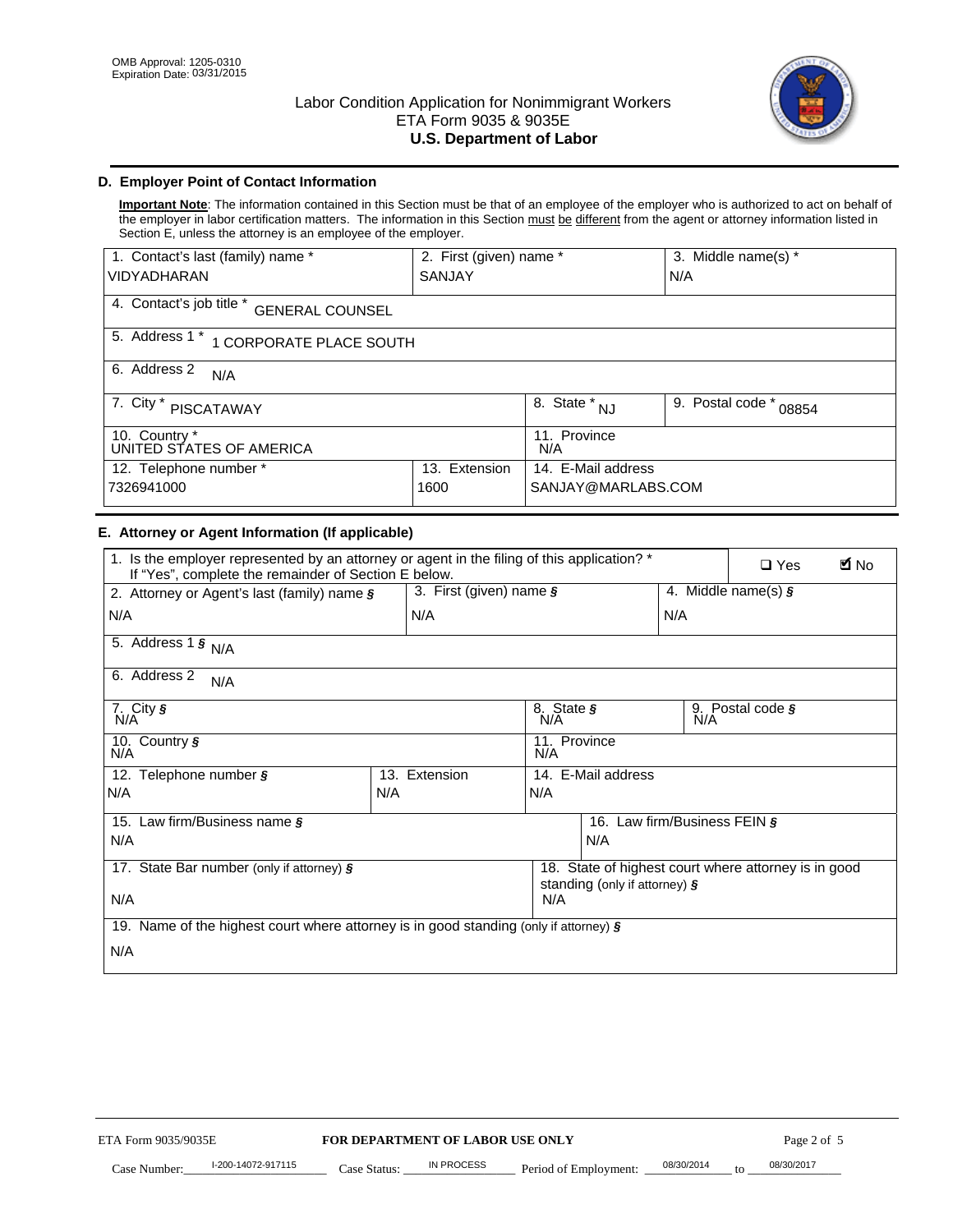OMB Approval: 1205-0310
Expiration Date: 03/31/2015

# Labor Condition Application for Nonimmigrant Workers
ETA Form 9035 & 9035E
**U.S. Department of Labor**

## D. Employer Point of Contact Information

**Important Note**: The information contained in this Section must be that of an employee of the employer who is authorized to act on behalf of the employer in labor certification matters. The information in this Section must be different from the agent or attorney information listed in Section E, unless the attorney is an employee of the employer.

| 1. Contact's last (family) name * | 2. First (given) name * | 3. Middle name(s) * |
|---|---|---|
| VIDYADHARAN | SANJAY | N/A |

| 4. Contact's job title * GENERAL COUNSEL |
|---|
| 5. Address 1 * 1 CORPORATE PLACE SOUTH |
| 6. Address 2 N/A |

| 7. City * PISCATAWAY | 8. State * NJ | 9. Postal code * 08854 |
|---|---|---|
| 10. Country * UNITED STATES OF AMERICA | 11. Province N/A | |

| 12. Telephone number * | 13. Extension | 14. E-Mail address |
|---|---|---|
| 7326941000 | 1600 | SANJAY@MARLABS.COM |

## E. Attorney or Agent Information (If applicable)

1. Is the employer represented by an attorney or agent in the filing of this application? * If "Yes", complete the remainder of Section E below. ☐ Yes ☑ No

| 2. Attorney or Agent's last (family) name § | 3. First (given) name § | 4. Middle name(s) § |
|---|---|---|
| N/A | N/A | N/A |

| 5. Address 1 § N/A |
|---|
| 6. Address 2 N/A |

| 7. City § N/A | 8. State § N/A | 9. Postal code § N/A |
|---|---|---|
| 10. Country § N/A | 11. Province N/A | |

| 12. Telephone number § | 13. Extension | 14. E-Mail address |
|---|---|---|
| N/A | N/A | N/A |

| 15. Law firm/Business name § | 16. Law firm/Business FEIN § |
|---|---|
| N/A | N/A |

| 17. State Bar number (only if attorney) § | 18. State of highest court where attorney is in good standing (only if attorney) § |
|---|---|
| N/A | N/A |

| 19. Name of the highest court where attorney is in good standing (only if attorney) § |
|---|
| N/A |

ETA Form 9035/9035E **FOR DEPARTMENT OF LABOR USE ONLY**

Case Number: I-200-14072-917115 Case Status: IN PROCESS Period of Employment: 08/30/2014 to 08/30/2017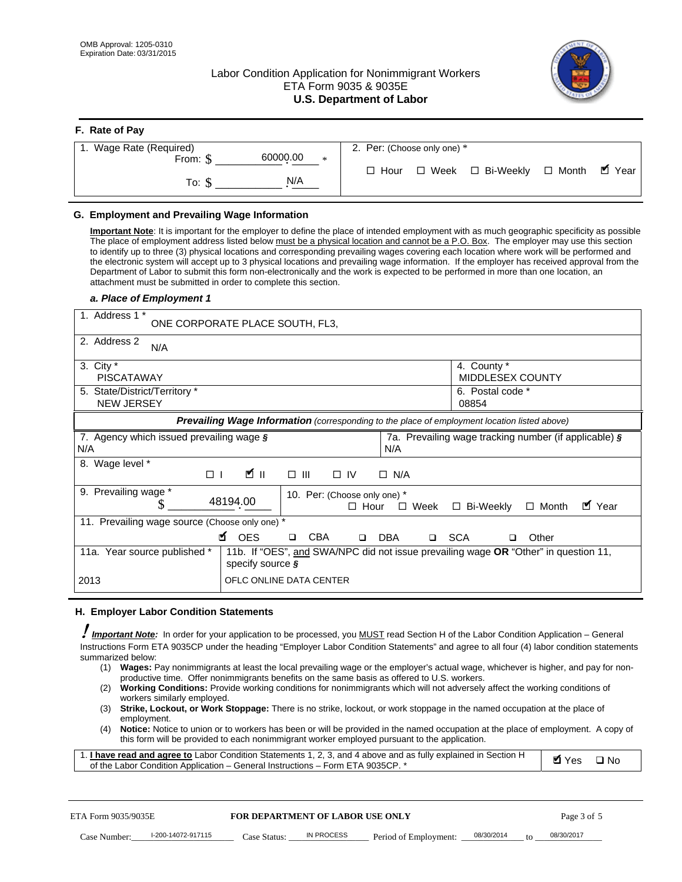OMB Approval: 1205-0310
Expiration Date: 03/31/2015

# Labor Condition Application for Nonimmigrant Workers
ETA Form 9035 & 9035E
**U.S. Department of Labor**

## F. Rate of Pay

| 1. Wage Rate (Required) | 2. Per: (Choose only one) * |
|---|---|
| From: $ 60000.00 * | ☐ Hour ☐ Week ☐ Bi-Weekly ☐ Month ☑ Year |
| To: $ N/A | |

## G. Employment and Prevailing Wage Information

**Important Note**: It is important for the employer to define the place of intended employment with as much geographic specificity as possible The place of employment address listed below must be a physical location and cannot be a P.O. Box. The employer may use this section to identify up to three (3) physical locations and corresponding prevailing wages covering each location where work will be performed and the electronic system will accept up to 3 physical locations and prevailing wage information. If the employer has received approval from the Department of Labor to submit this form non-electronically and the work is expected to be performed in more than one location, an attachment must be submitted in order to complete this section.

### *a. Place of Employment 1*

| | |
|---|---|
| 1. Address 1 * ONE CORPORATE PLACE SOUTH, FL3, | |
| 2. Address 2 N/A | |
| 3. City * PISCATAWAY | 4. County * MIDDLESEX COUNTY |
| 5. State/District/Territory * NEW JERSEY | 6. Postal code * 08854 |

***Prevailing Wage Information*** *(corresponding to the place of employment location listed above)*

| | |
|---|---|
| 7. Agency which issued prevailing wage § N/A | 7a. Prevailing wage tracking number (if applicable) § N/A |
| 8. Wage level * ☐ I ☑ II ☐ III ☐ IV ☐ N/A | |
| 9. Prevailing wage * $ 48194.00 | 10. Per: (Choose only one) * ☐ Hour ☐ Week ☐ Bi-Weekly ☐ Month ☑ Year |
| 11. Prevailing wage source (Choose only one) * ☑ OES ☐ CBA ☐ DBA ☐ SCA ☐ Other | |
| 11a. Year source published * 2013 | 11b. If "OES", and SWA/NPC did not issue prevailing wage **OR** "Other" in question 11, specify source § OFLC ONLINE DATA CENTER |

## H. Employer Labor Condition Statements

***Important Note:*** In order for your application to be processed, you MUST read Section H of the Labor Condition Application – General Instructions Form ETA 9035CP under the heading "Employer Labor Condition Statements" and agree to all four (4) labor condition statements summarized below:

(1) **Wages:** Pay nonimmigrants at least the local prevailing wage or the employer's actual wage, whichever is higher, and pay for non-productive time. Offer nonimmigrants benefits on the same basis as offered to U.S. workers.
(2) **Working Conditions:** Provide working conditions for nonimmigrants which will not adversely affect the working conditions of workers similarly employed.
(3) **Strike, Lockout, or Work Stoppage:** There is no strike, lockout, or work stoppage in the named occupation at the place of employment.
(4) **Notice:** Notice to union or to workers has been or will be provided in the named occupation at the place of employment. A copy of this form will be provided to each nonimmigrant worker employed pursuant to the application.

| | |
|---|---|
| 1. **I have read and agree to** Labor Condition Statements 1, 2, 3, and 4 above and as fully explained in Section H of the Labor Condition Application – General Instructions – Form ETA 9035CP. * | ☑ Yes ☐ No |

ETA Form 9035/9035E **FOR DEPARTMENT OF LABOR USE ONLY**

Case Number: I-200-14072-917115 Case Status: IN PROCESS Period of Employment: 08/30/2014 to 08/30/2017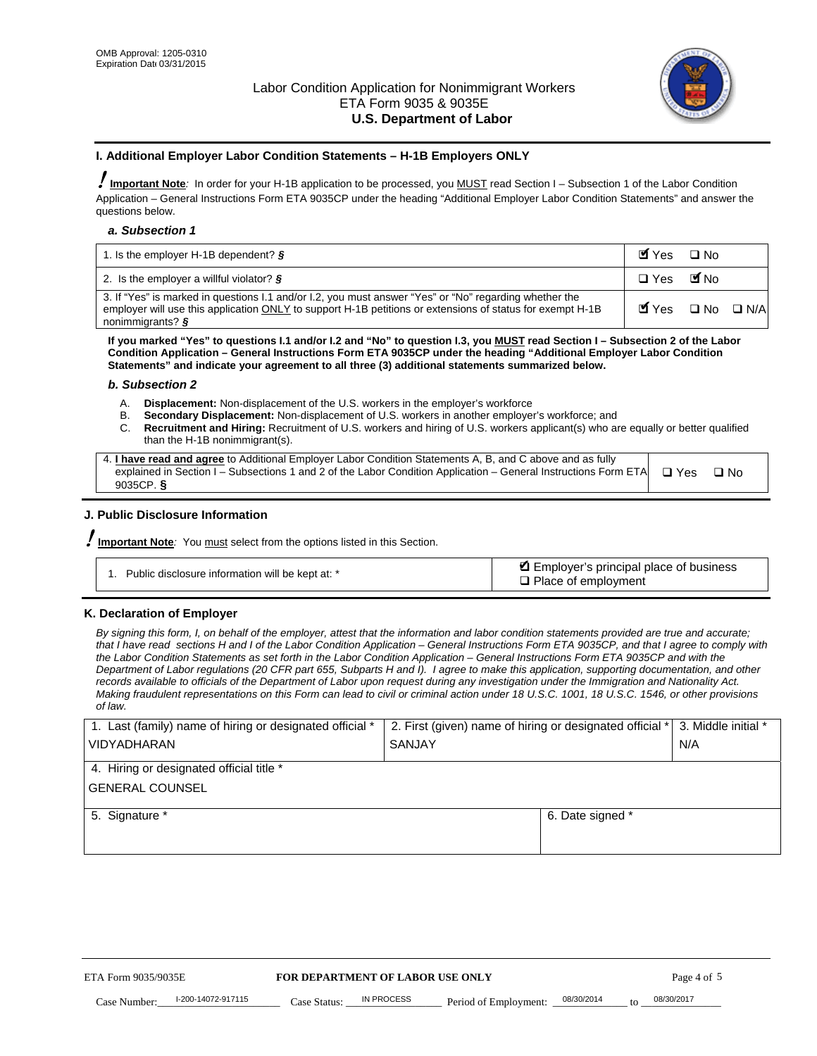OMB Approval: 1205-0310
Expiration Date 03/31/2015

# Labor Condition Application for Nonimmigrant Workers
ETA Form 9035 & 9035E
**U.S. Department of Labor**

## I. Additional Employer Labor Condition Statements – H-1B Employers ONLY

**Important Note**: In order for your H-1B application to be processed, you MUST read Section I – Subsection 1 of the Labor Condition Application – General Instructions Form ETA 9035CP under the heading "Additional Employer Labor Condition Statements" and answer the questions below.

### *a. Subsection 1*

| | |
|---|---|
| 1. Is the employer H-1B dependent? § | ☑ Yes ☐ No |
| 2. Is the employer a willful violator? § | ☐ Yes ☑ No |
| 3. If "Yes" is marked in questions I.1 and/or I.2, you must answer "Yes" or "No" regarding whether the employer will use this application ONLY to support H-1B petitions or extensions of status for exempt H-1B nonimmigrants? § | ☑ Yes ☐ No ☐ N/A |

**If you marked "Yes" to questions I.1 and/or I.2 and "No" to question I.3, you MUST read Section I – Subsection 2 of the Labor Condition Application – General Instructions Form ETA 9035CP under the heading "Additional Employer Labor Condition Statements" and indicate your agreement to all three (3) additional statements summarized below.**

### *b. Subsection 2*

A. **Displacement:** Non-displacement of the U.S. workers in the employer's workforce
B. **Secondary Displacement:** Non-displacement of U.S. workers in another employer's workforce; and
C. **Recruitment and Hiring:** Recruitment of U.S. workers and hiring of U.S. workers applicant(s) who are equally or better qualified than the H-1B nonimmigrant(s).

| | |
|---|---|
| 4. **I have read and agree** to Additional Employer Labor Condition Statements A, B, and C above and as fully explained in Section I – Subsections 1 and 2 of the Labor Condition Application – General Instructions Form ETA 9035CP. § | ☐ Yes ☐ No |

## J. Public Disclosure Information

**Important Note**: You must select from the options listed in this Section.

| | |
|---|---|
| 1. Public disclosure information will be kept at: * | ☑ Employer's principal place of business ☐ Place of employment |

## K. Declaration of Employer

*By signing this form, I, on behalf of the employer, attest that the information and labor condition statements provided are true and accurate; that I have read sections H and I of the Labor Condition Application – General Instructions Form ETA 9035CP, and that I agree to comply with the Labor Condition Statements as set forth in the Labor Condition Application – General Instructions Form ETA 9035CP and with the Department of Labor regulations (20 CFR part 655, Subparts H and I). I agree to make this application, supporting documentation, and other records available to officials of the Department of Labor upon request during any investigation under the Immigration and Nationality Act. Making fraudulent representations on this Form can lead to civil or criminal action under 18 U.S.C. 1001, 18 U.S.C. 1546, or other provisions of law.*

| 1. Last (family) name of hiring or designated official * | 2. First (given) name of hiring or designated official * | 3. Middle initial * |
|---|---|---|
| VIDYADHARAN | SANJAY | N/A |
| 4. Hiring or designated official title * | | |
| GENERAL COUNSEL | | |
| 5. Signature * | 6. Date signed * | |
| | | |

ETA Form 9035/9035E **FOR DEPARTMENT OF LABOR USE ONLY**

Case Number: I-200-14072-917115 Case Status: IN PROCESS Period of Employment: 08/30/2014 to 08/30/2017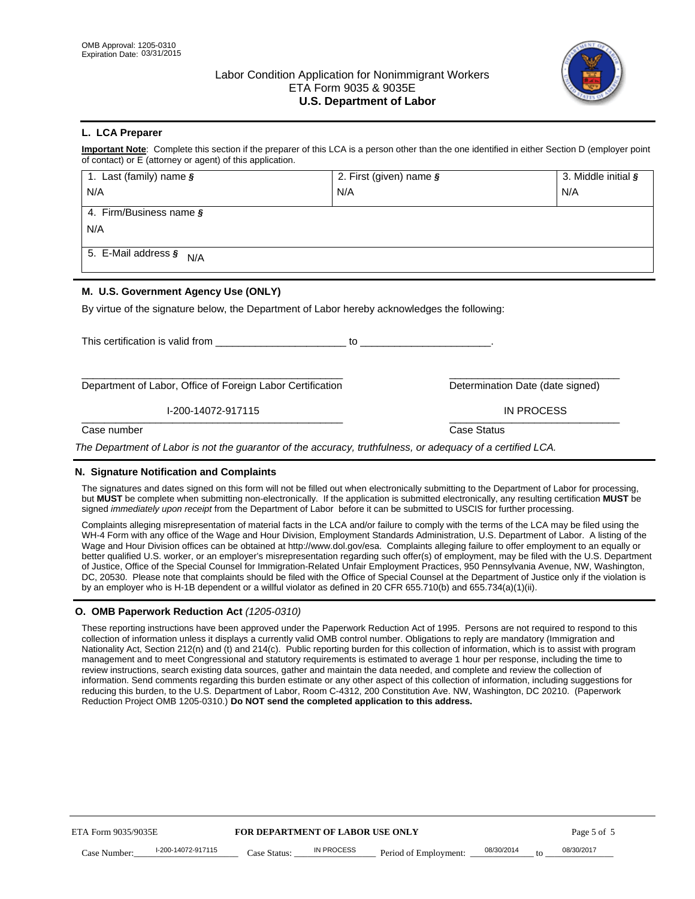OMB Approval: 1205-0310
Expiration Date: 03/31/2015

# Labor Condition Application for Nonimmigrant Workers
ETA Form 9035 & 9035E
**U.S. Department of Labor**

## L. LCA Preparer

**Important Note**: Complete this section if the preparer of this LCA is a person other than the one identified in either Section D (employer point of contact) or E (attorney or agent) of this application.

| 1. Last (family) name § | 2. First (given) name § | 3. Middle initial § |
|---|---|---|
| N/A | N/A | N/A |
| 4. Firm/Business name § | | |
| N/A | | |
| 5. E-Mail address § N/A | | |

## M. U.S. Government Agency Use (ONLY)

By virtue of the signature below, the Department of Labor hereby acknowledges the following:

This certification is valid from ______________________ to ______________________.

______________________________________________ ______________________________
Department of Labor, Office of Foreign Labor Certification Determination Date (date signed)

I-200-14072-917115 IN PROCESS
Case number Case Status

*The Department of Labor is not the guarantor of the accuracy, truthfulness, or adequacy of a certified LCA.*

## N. Signature Notification and Complaints

The signatures and dates signed on this form will not be filled out when electronically submitting to the Department of Labor for processing, but **MUST** be complete when submitting non-electronically. If the application is submitted electronically, any resulting certification **MUST** be signed *immediately upon receipt* from the Department of Labor before it can be submitted to USCIS for further processing.

Complaints alleging misrepresentation of material facts in the LCA and/or failure to comply with the terms of the LCA may be filed using the WH-4 Form with any office of the Wage and Hour Division, Employment Standards Administration, U.S. Department of Labor. A listing of the Wage and Hour Division offices can be obtained at http://www.dol.gov/esa. Complaints alleging failure to offer employment to an equally or better qualified U.S. worker, or an employer's misrepresentation regarding such offer(s) of employment, may be filed with the U.S. Department of Justice, Office of the Special Counsel for Immigration-Related Unfair Employment Practices, 950 Pennsylvania Avenue, NW, Washington, DC, 20530. Please note that complaints should be filed with the Office of Special Counsel at the Department of Justice only if the violation is by an employer who is H-1B dependent or a willful violator as defined in 20 CFR 655.710(b) and 655.734(a)(1)(ii).

## O. OMB Paperwork Reduction Act *(1205-0310)*

These reporting instructions have been approved under the Paperwork Reduction Act of 1995. Persons are not required to respond to this collection of information unless it displays a currently valid OMB control number. Obligations to reply are mandatory (Immigration and Nationality Act, Section 212(n) and (t) and 214(c). Public reporting burden for this collection of information, which is to assist with program management and to meet Congressional and statutory requirements is estimated to average 1 hour per response, including the time to review instructions, search existing data sources, gather and maintain the data needed, and complete and review the collection of information. Send comments regarding this burden estimate or any other aspect of this collection of information, including suggestions for reducing this burden, to the U.S. Department of Labor, Room C-4312, 200 Constitution Ave. NW, Washington, DC 20210. (Paperwork Reduction Project OMB 1205-0310.) **Do NOT send the completed application to this address.**

ETA Form 9035/9035E **FOR DEPARTMENT OF LABOR USE ONLY**

Case Number: I-200-14072-917115 Case Status: IN PROCESS Period of Employment: 08/30/2014 to 08/30/2017